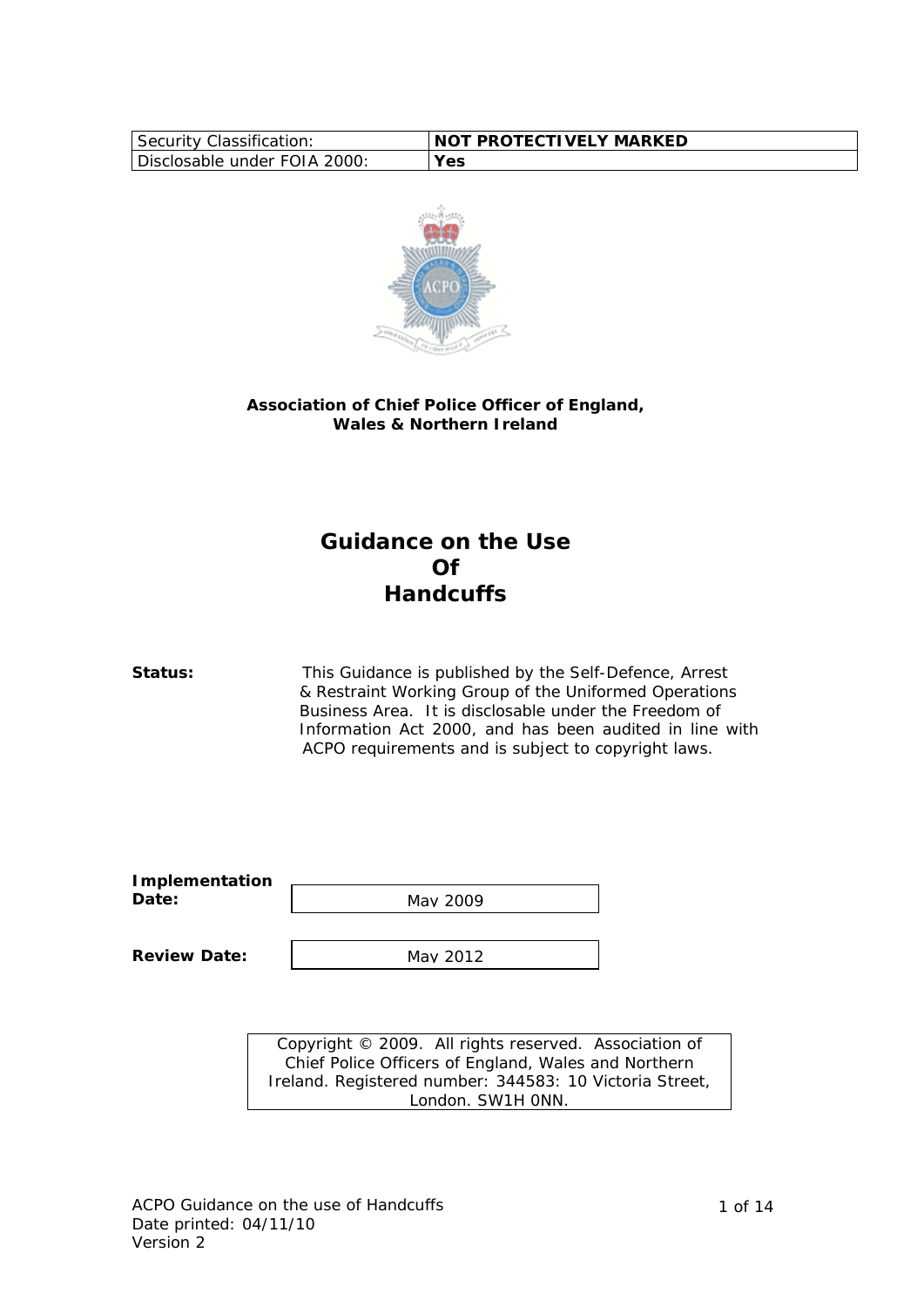| Security Classification: | NOT PROTECTIVELY MARKED |
| --- | --- |
| Disclosable under FOIA 2000: | Yes |

**Association of Chief Police Officer of England, Wales & Northern Ireland**

# Guidance on the Use Of Handcuffs

**Status:** This Guidance is published by the Self-Defence, Arrest & Restraint Working Group of the Uniformed Operations Business Area. It is disclosable under the Freedom of Information Act 2000, and has been audited in line with ACPO requirements and is subject to copyright laws.

**Implementation Date:** May 2009

**Review Date:** May 2012

Copyright © 2009. All rights reserved. Association of Chief Police Officers of England, Wales and Northern Ireland. Registered number: 344583: 10 Victoria Street, London. SW1H 0NN.

ACPO Guidance on the use of Handcuffs
Date printed: 04/11/10
Version 2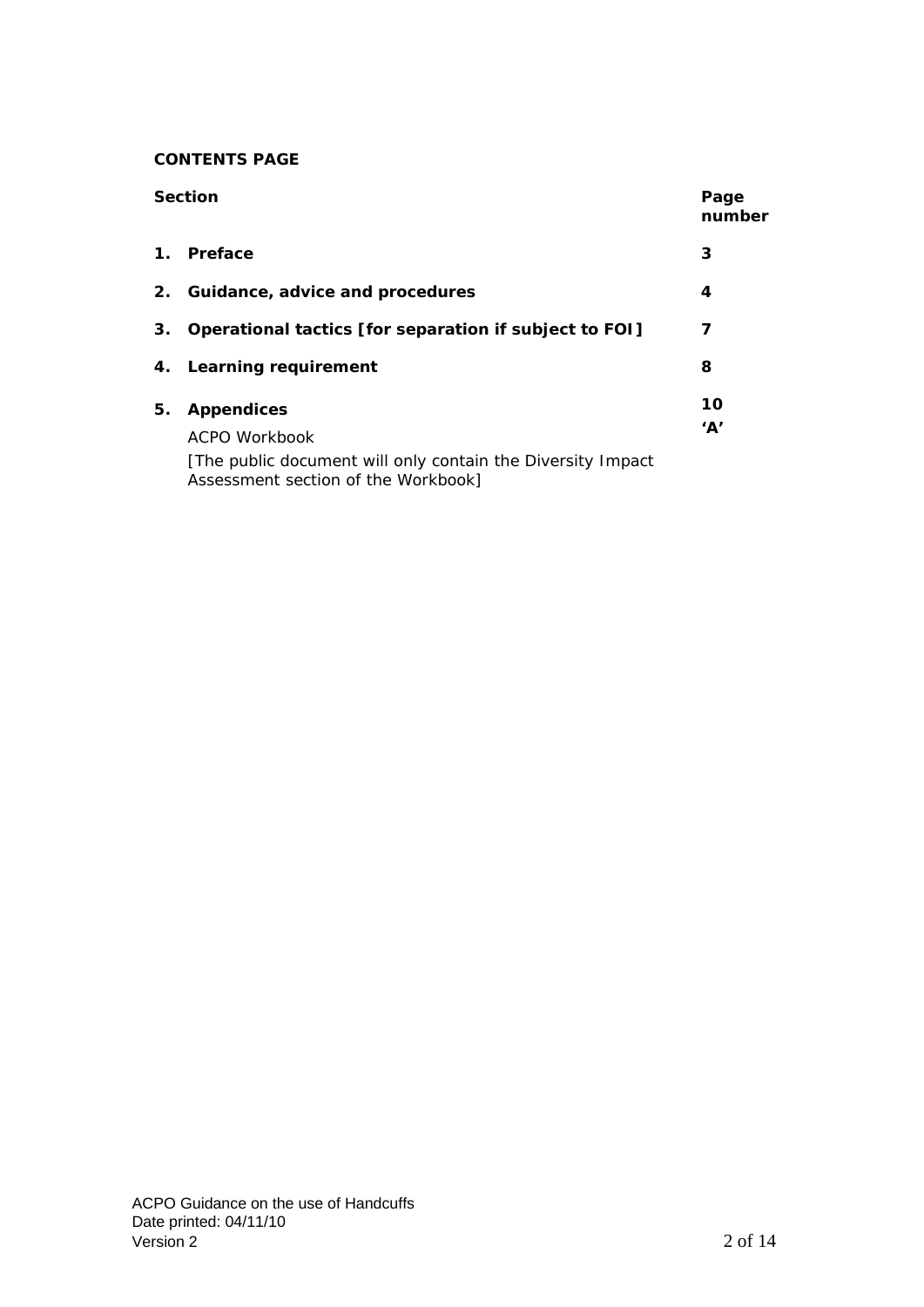**CONTENTS PAGE**

| Section | Page number |
|---|---|
| **1. Preface** | **3** |
| **2. Guidance, advice and procedures** | **4** |
| **3. Operational tactics [for separation if subject to FOI]** | **7** |
| **4. Learning requirement** | **8** |
| **5. Appendices** | **10** |
| ACPO Workbook<br>[The public document will only contain the Diversity Impact Assessment section of the Workbook] | **'A'** |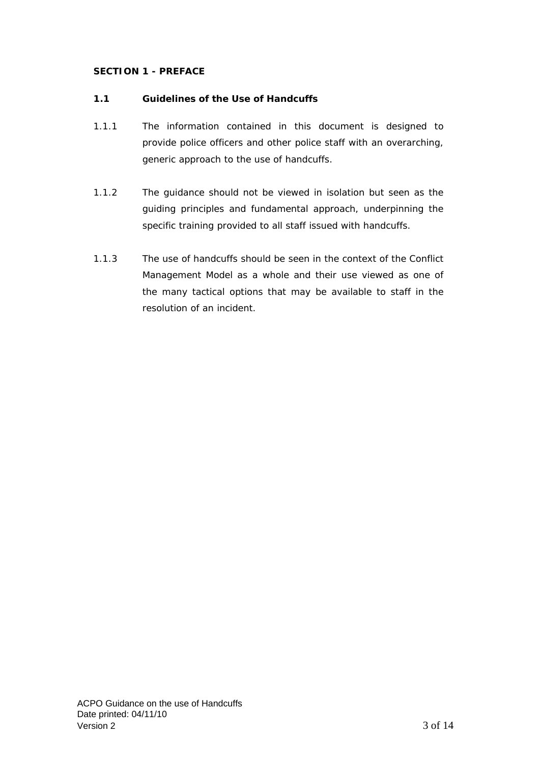## SECTION 1 - PREFACE

### 1.1 Guidelines of the Use of Handcuffs

1.1.1 The information contained in this document is designed to provide police officers and other police staff with an overarching, generic approach to the use of handcuffs.

1.1.2 The guidance should not be viewed in isolation but seen as the guiding principles and fundamental approach, underpinning the specific training provided to all staff issued with handcuffs.

1.1.3 The use of handcuffs should be seen in the context of the Conflict Management Model as a whole and their use viewed as one of the many tactical options that may be available to staff in the resolution of an incident.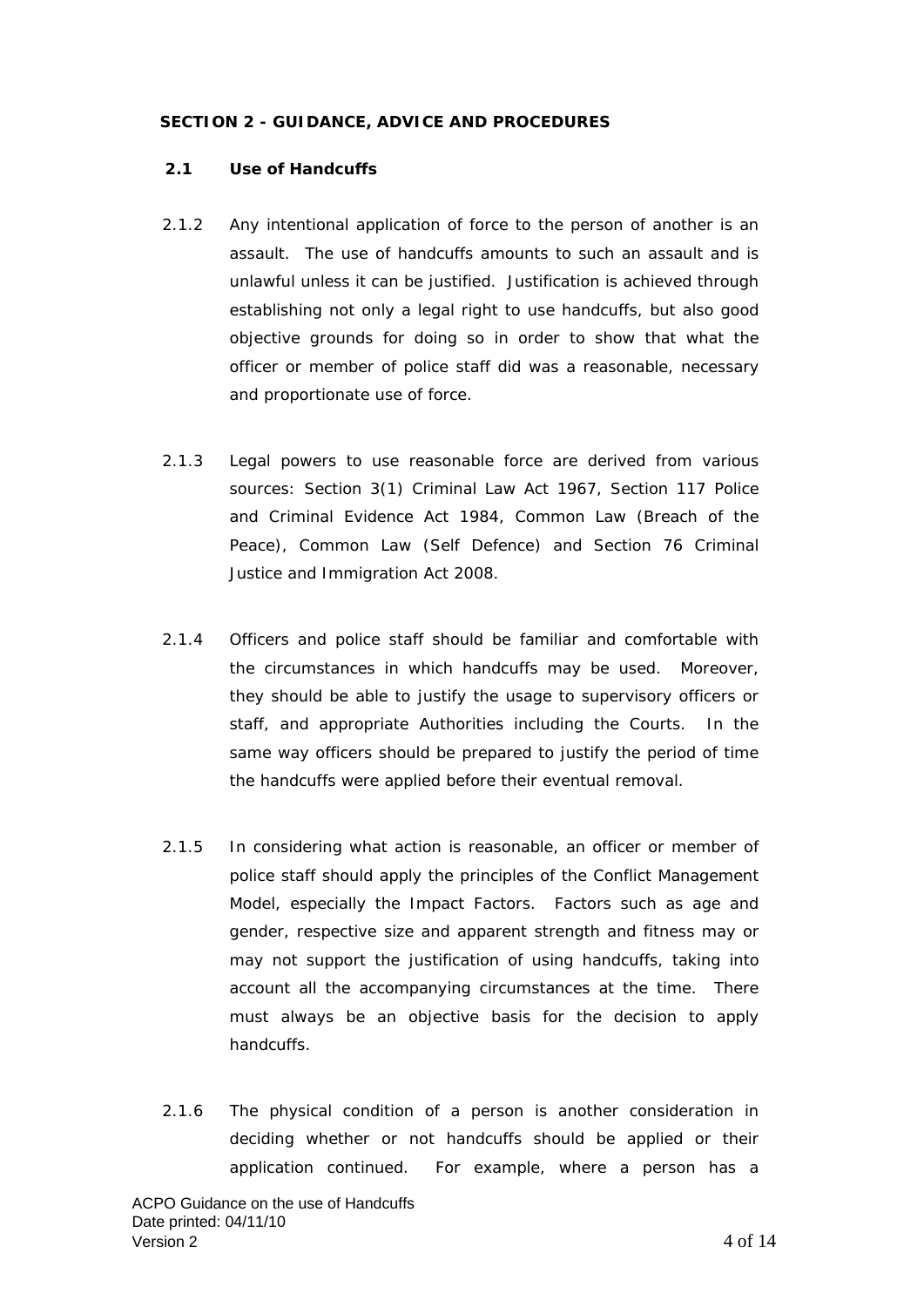## SECTION 2 - GUIDANCE, ADVICE AND PROCEDURES

### 2.1 Use of Handcuffs

2.1.2 Any intentional application of force to the person of another is an assault. The use of handcuffs amounts to such an assault and is unlawful unless it can be justified. Justification is achieved through establishing not only a legal right to use handcuffs, but also good objective grounds for doing so in order to show that what the officer or member of police staff did was a reasonable, necessary and proportionate use of force.

2.1.3 Legal powers to use reasonable force are derived from various sources: Section 3(1) Criminal Law Act 1967, Section 117 Police and Criminal Evidence Act 1984, Common Law (Breach of the Peace), Common Law (Self Defence) and Section 76 Criminal Justice and Immigration Act 2008.

2.1.4 Officers and police staff should be familiar and comfortable with the circumstances in which handcuffs may be used. Moreover, they should be able to justify the usage to supervisory officers or staff, and appropriate Authorities including the Courts. In the same way officers should be prepared to justify the period of time the handcuffs were applied before their eventual removal.

2.1.5 In considering what action is reasonable, an officer or member of police staff should apply the principles of the Conflict Management Model, especially the Impact Factors. Factors such as age and gender, respective size and apparent strength and fitness may or may not support the justification of using handcuffs, taking into account all the accompanying circumstances at the time. There must always be an objective basis for the decision to apply handcuffs.

2.1.6 The physical condition of a person is another consideration in deciding whether or not handcuffs should be applied or their application continued. For example, where a person has a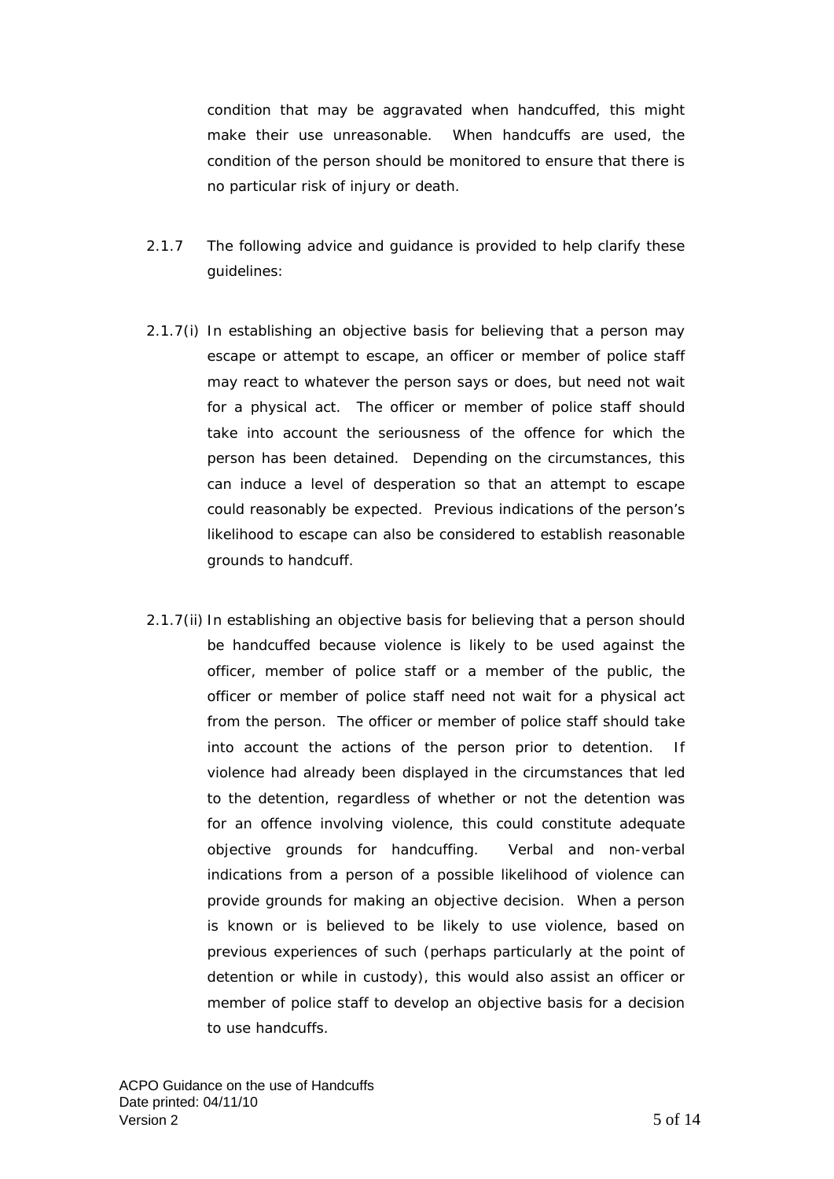condition that may be aggravated when handcuffed, this might make their use unreasonable. When handcuffs are used, the condition of the person should be monitored to ensure that there is no particular risk of injury or death.

2.1.7 The following advice and guidance is provided to help clarify these guidelines:

2.1.7(i) In establishing an objective basis for believing that a person may escape or attempt to escape, an officer or member of police staff may react to whatever the person says or does, but need not wait for a physical act. The officer or member of police staff should take into account the seriousness of the offence for which the person has been detained. Depending on the circumstances, this can induce a level of desperation so that an attempt to escape could reasonably be expected. Previous indications of the person's likelihood to escape can also be considered to establish reasonable grounds to handcuff.

2.1.7(ii) In establishing an objective basis for believing that a person should be handcuffed because violence is likely to be used against the officer, member of police staff or a member of the public, the officer or member of police staff need not wait for a physical act from the person. The officer or member of police staff should take into account the actions of the person prior to detention. If violence had already been displayed in the circumstances that led to the detention, regardless of whether or not the detention was for an offence involving violence, this could constitute adequate objective grounds for handcuffing. Verbal and non-verbal indications from a person of a possible likelihood of violence can provide grounds for making an objective decision. When a person is known or is believed to be likely to use violence, based on previous experiences of such (perhaps particularly at the point of detention or while in custody), this would also assist an officer or member of police staff to develop an objective basis for a decision to use handcuffs.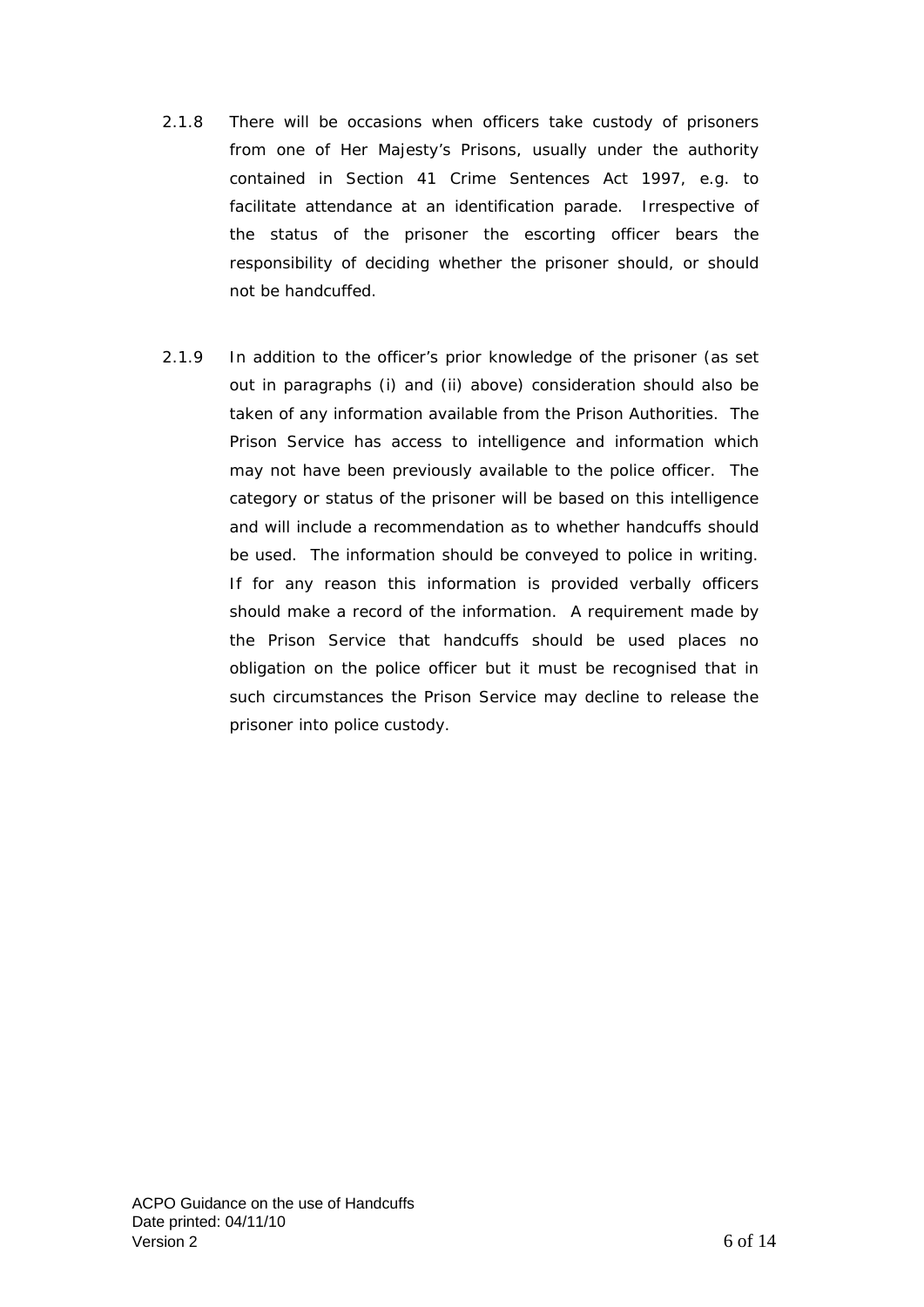2.1.8 There will be occasions when officers take custody of prisoners from one of Her Majesty's Prisons, usually under the authority contained in Section 41 Crime Sentences Act 1997, e.g. to facilitate attendance at an identification parade. Irrespective of the status of the prisoner the escorting officer bears the responsibility of deciding whether the prisoner should, or should not be handcuffed.

2.1.9 In addition to the officer's prior knowledge of the prisoner (as set out in paragraphs (i) and (ii) above) consideration should also be taken of any information available from the Prison Authorities. The Prison Service has access to intelligence and information which may not have been previously available to the police officer. The category or status of the prisoner will be based on this intelligence and will include a recommendation as to whether handcuffs should be used. The information should be conveyed to police in writing. If for any reason this information is provided verbally officers should make a record of the information. A requirement made by the Prison Service that handcuffs should be used places no obligation on the police officer but it must be recognised that in such circumstances the Prison Service may decline to release the prisoner into police custody.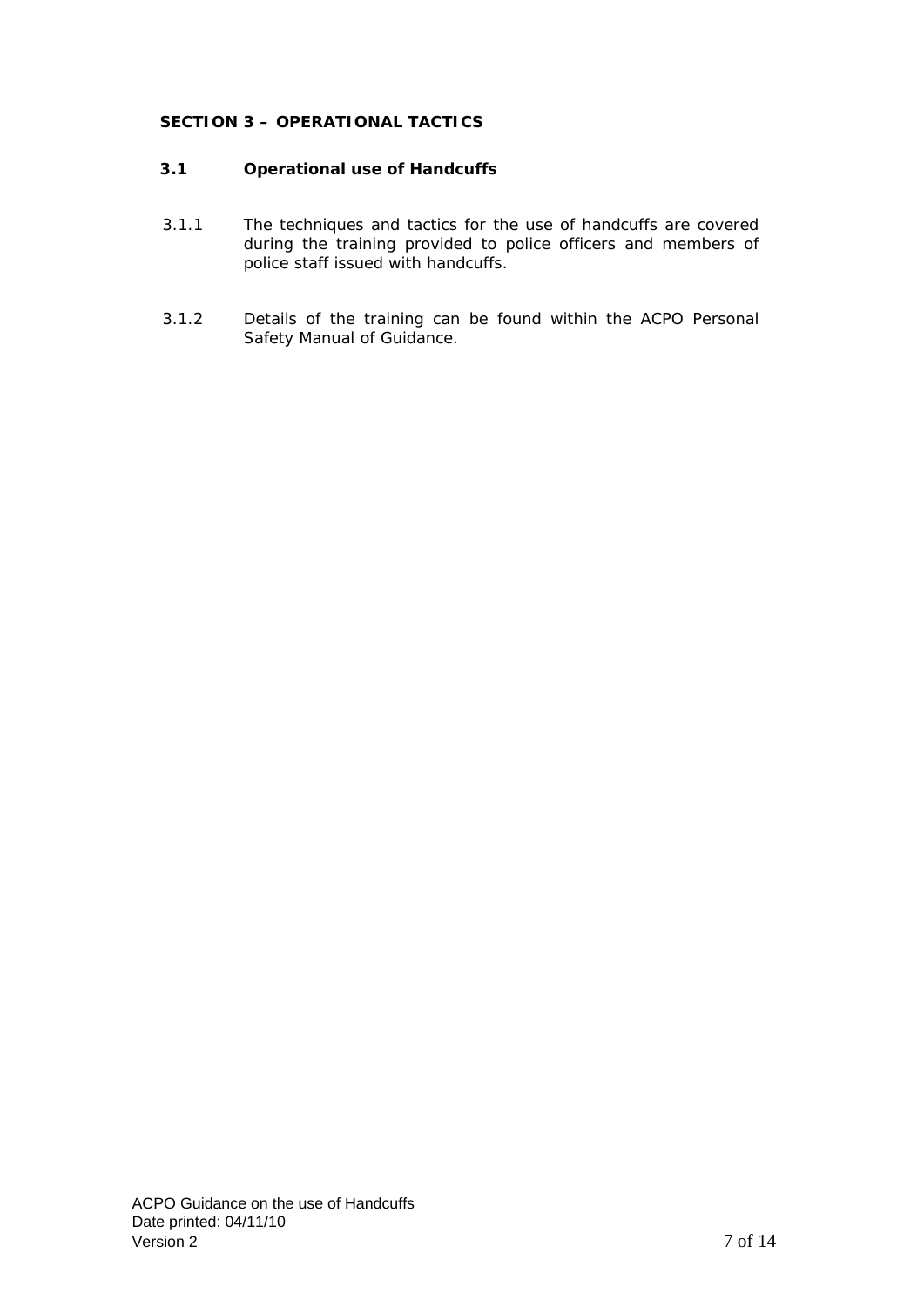## SECTION 3 – OPERATIONAL TACTICS

### 3.1 Operational use of Handcuffs

3.1.1 The techniques and tactics for the use of handcuffs are covered during the training provided to police officers and members of police staff issued with handcuffs.

3.1.2 Details of the training can be found within the ACPO Personal Safety Manual of Guidance.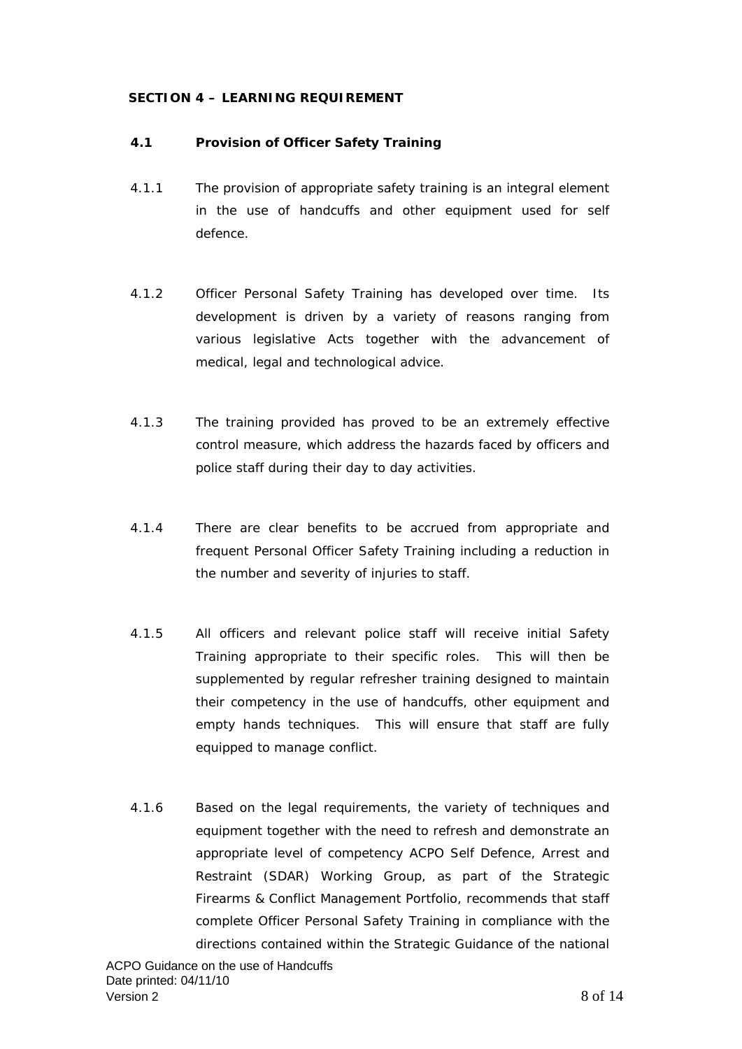## SECTION 4 – LEARNING REQUIREMENT

### 4.1 Provision of Officer Safety Training

4.1.1 The provision of appropriate safety training is an integral element in the use of handcuffs and other equipment used for self defence.

4.1.2 Officer Personal Safety Training has developed over time. Its development is driven by a variety of reasons ranging from various legislative Acts together with the advancement of medical, legal and technological advice.

4.1.3 The training provided has proved to be an extremely effective control measure, which address the hazards faced by officers and police staff during their day to day activities.

4.1.4 There are clear benefits to be accrued from appropriate and frequent Personal Officer Safety Training including a reduction in the number and severity of injuries to staff.

4.1.5 All officers and relevant police staff will receive initial Safety Training appropriate to their specific roles. This will then be supplemented by regular refresher training designed to maintain their competency in the use of handcuffs, other equipment and empty hands techniques. This will ensure that staff are fully equipped to manage conflict.

4.1.6 Based on the legal requirements, the variety of techniques and equipment together with the need to refresh and demonstrate an appropriate level of competency ACPO Self Defence, Arrest and Restraint (SDAR) Working Group, as part of the Strategic Firearms & Conflict Management Portfolio, recommends that staff complete Officer Personal Safety Training in compliance with the directions contained within the Strategic Guidance of the national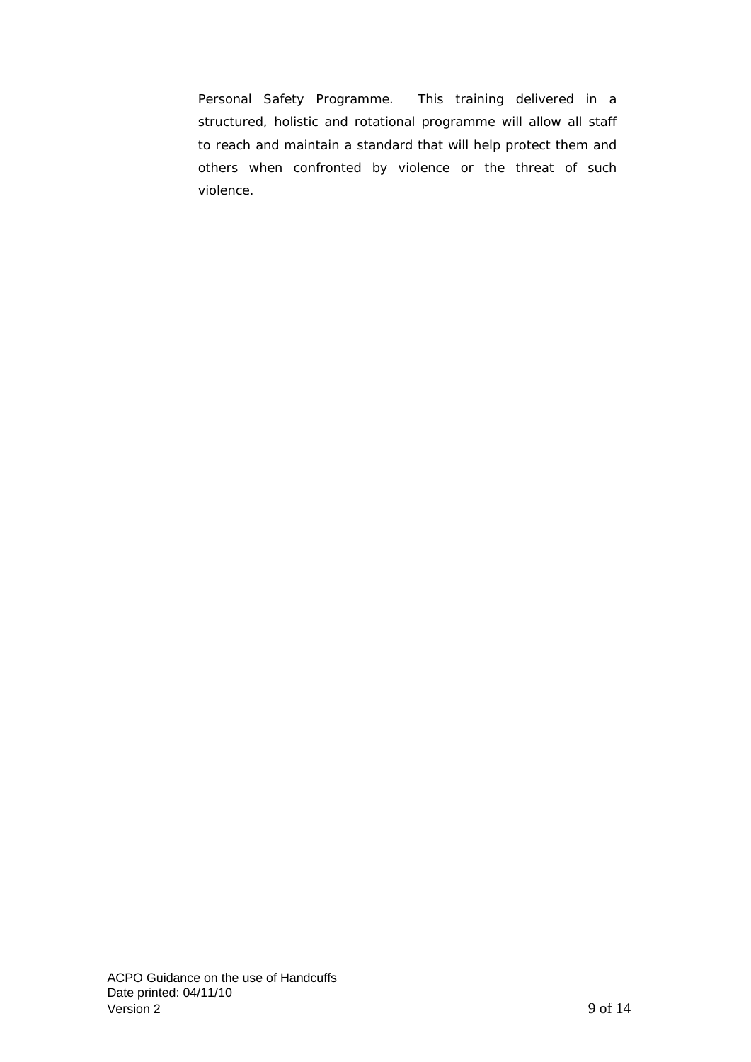Personal Safety Programme.  This training delivered in a structured, holistic and rotational programme will allow all staff to reach and maintain a standard that will help protect them and others when confronted by violence or the threat of such violence.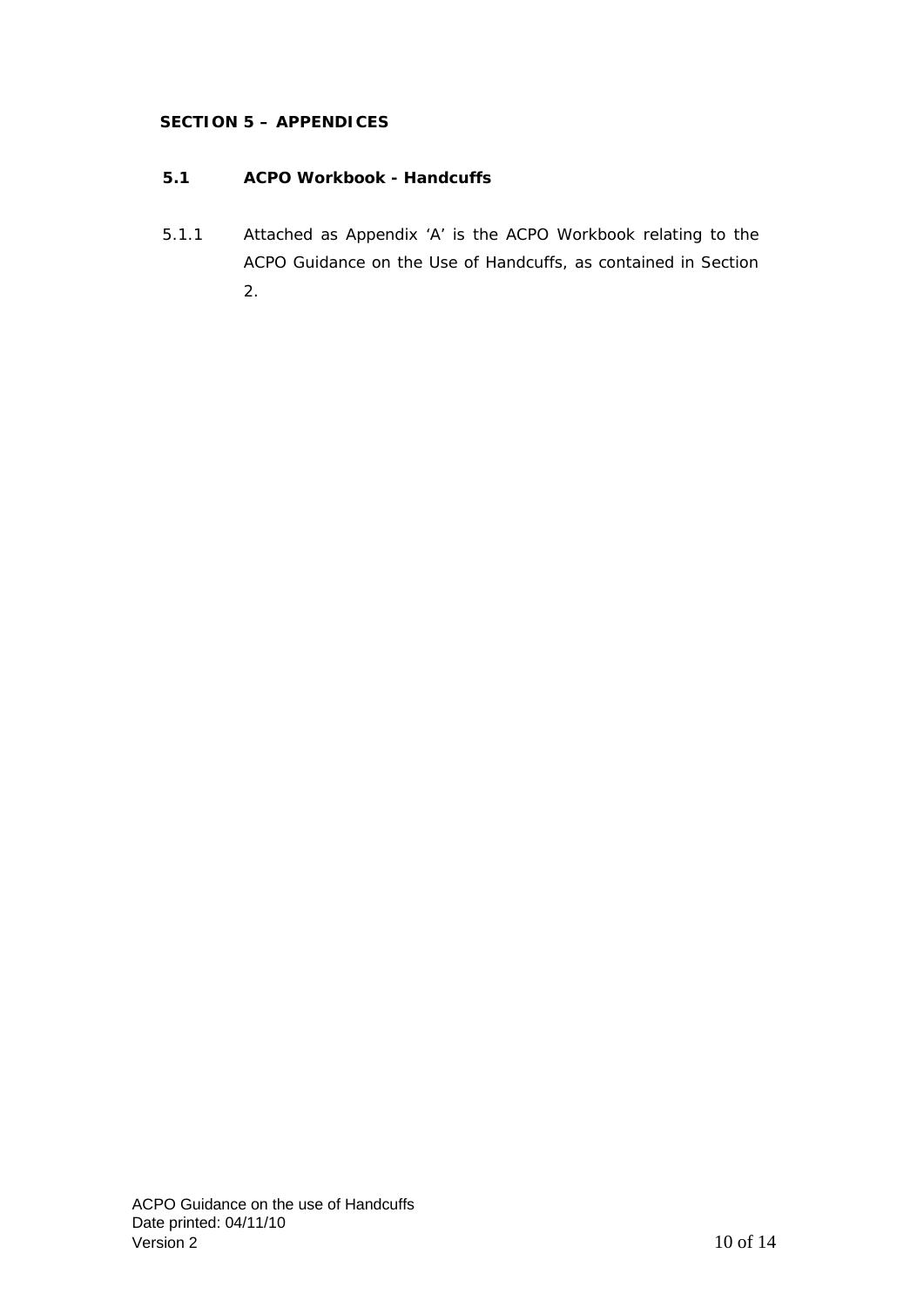## SECTION 5 – APPENDICES

### 5.1 ACPO Workbook - Handcuffs

5.1.1 Attached as Appendix 'A' is the ACPO Workbook relating to the ACPO Guidance on the Use of Handcuffs, as contained in Section 2.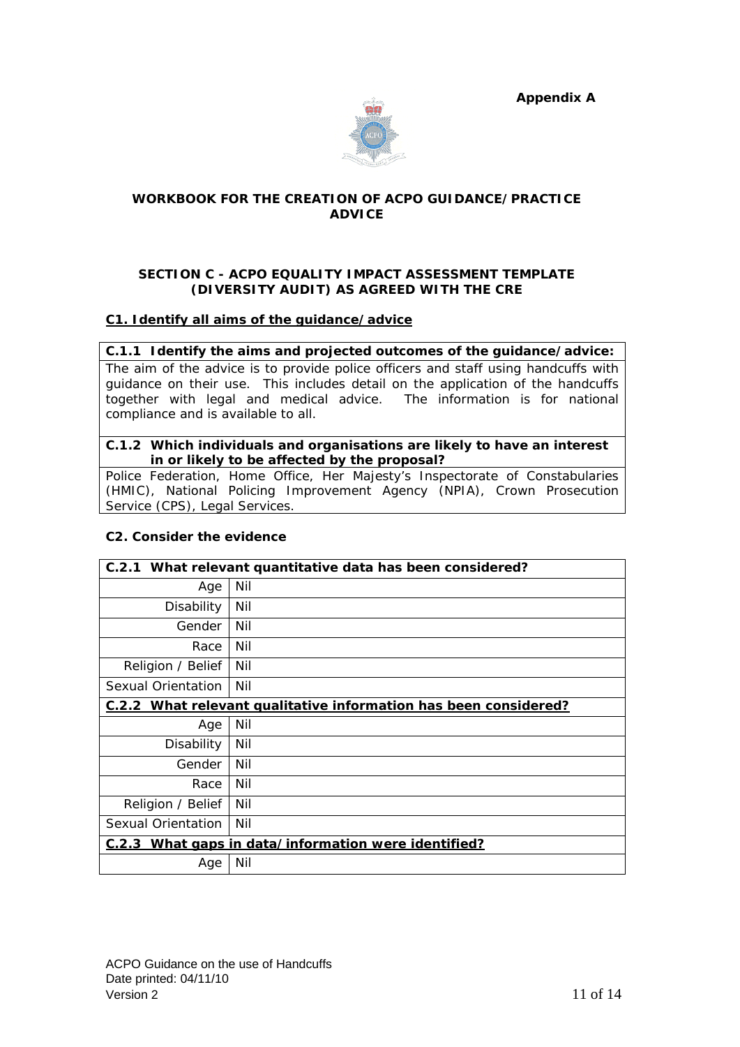**Appendix A**

**WORKBOOK FOR THE CREATION OF ACPO GUIDANCE/PRACTICE ADVICE**

**SECTION C - ACPO EQUALITY IMPACT ASSESSMENT TEMPLATE (DIVERSITY AUDIT) AS AGREED WITH THE CRE**

**C1. Identify all aims of the guidance/advice**

| **C.1.1 Identify the aims and projected outcomes of the guidance/advice:** |
|---|
| The aim of the advice is to provide police officers and staff using handcuffs with guidance on their use. This includes detail on the application of the handcuffs together with legal and medical advice. The information is for national compliance and is available to all. |

| **C.1.2 Which individuals and organisations are likely to have an interest in or likely to be affected by the proposal?** |
|---|
| Police Federation, Home Office, Her Majesty's Inspectorate of Constabularies (HMIC), National Policing Improvement Agency (NPIA), Crown Prosecution Service (CPS), Legal Services. |

**C2. Consider the evidence**

| **C.2.1 What relevant quantitative data has been considered?** | |
|---|---|
| Age | Nil |
| Disability | Nil |
| Gender | Nil |
| Race | Nil |
| Religion / Belief | Nil |
| Sexual Orientation | Nil |
| **C.2.2 What relevant qualitative information has been considered?** | |
| Age | Nil |
| Disability | Nil |
| Gender | Nil |
| Race | Nil |
| Religion / Belief | Nil |
| Sexual Orientation | Nil |
| **C.2.3 What gaps in data/information were identified?** | |
| Age | Nil |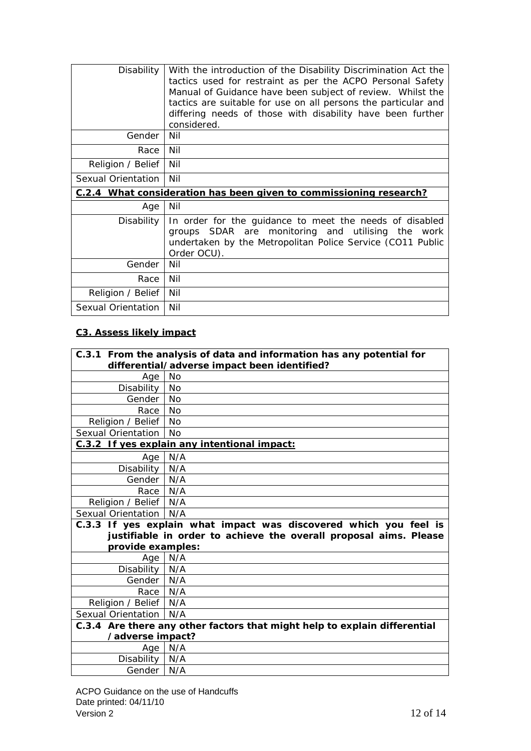| | |
|---|---|
| Disability | With the introduction of the Disability Discrimination Act the tactics used for restraint as per the ACPO Personal Safety Manual of Guidance have been subject of review. Whilst the tactics are suitable for use on all persons the particular and differing needs of those with disability have been further considered. |
| Gender | Nil |
| Race | Nil |
| Religion / Belief | Nil |
| Sexual Orientation | Nil |
| **C.2.4 What consideration has been given to commissioning research?** | |
| Age | Nil |
| Disability | In order for the guidance to meet the needs of disabled groups SDAR are monitoring and utilising the work undertaken by the Metropolitan Police Service (CO11 Public Order OCU). |
| Gender | Nil |
| Race | Nil |
| Religion / Belief | Nil |
| Sexual Orientation | Nil |

### C3. Assess likely impact

| **C.3.1 From the analysis of data and information has any potential for differential/adverse impact been identified?** | |
|---|---|
| Age | No |
| Disability | No |
| Gender | No |
| Race | No |
| Religion / Belief | No |
| Sexual Orientation | No |
| **C.3.2 If yes explain any intentional impact:** | |
| Age | N/A |
| Disability | N/A |
| Gender | N/A |
| Race | N/A |
| Religion / Belief | N/A |
| Sexual Orientation | N/A |
| **C.3.3 If yes explain what impact was discovered which you feel is justifiable in order to achieve the overall proposal aims. Please provide examples:** | |
| Age | N/A |
| Disability | N/A |
| Gender | N/A |
| Race | N/A |
| Religion / Belief | N/A |
| Sexual Orientation | N/A |
| **C.3.4 Are there any other factors that might help to explain differential /adverse impact?** | |
| Age | N/A |
| Disability | N/A |
| Gender | N/A |

ACPO Guidance on the use of Handcuffs
Date printed: 04/11/10
Version 2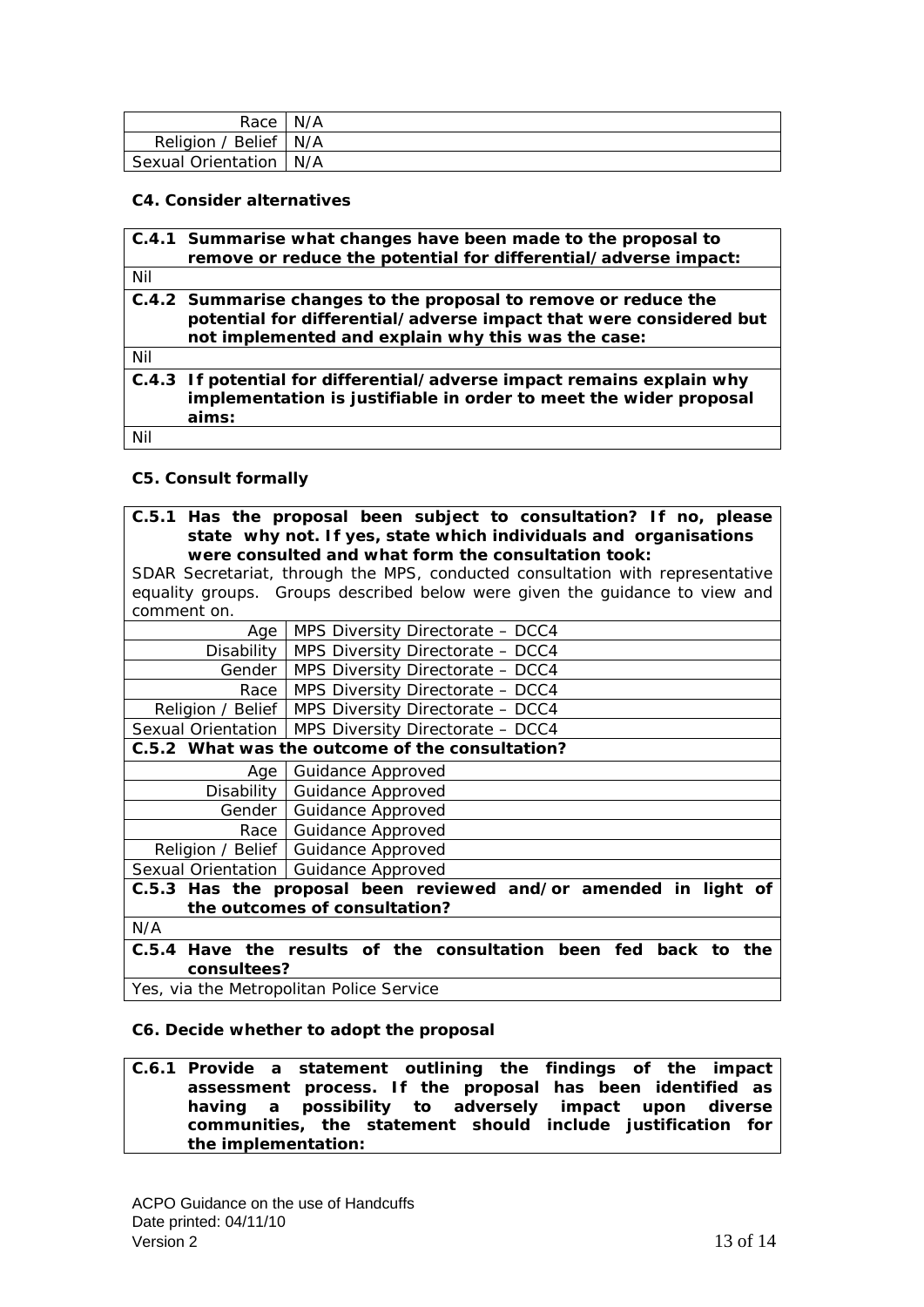| | |
|---|---|
| Race | N/A |
| Religion / Belief | N/A |
| Sexual Orientation | N/A |

**C4. Consider alternatives**

| **C.4.1 Summarise what changes have been made to the proposal to remove or reduce the potential for differential/adverse impact:** |
|---|
| Nil |
| **C.4.2 Summarise changes to the proposal to remove or reduce the potential for differential/adverse impact that were considered but not implemented and explain why this was the case:** |
| Nil |
| **C.4.3 If potential for differential/adverse impact remains explain why implementation is justifiable in order to meet the wider proposal aims:** |
| Nil |

**C5. Consult formally**

| **C.5.1 Has the proposal been subject to consultation? If no, please state why not. If yes, state which individuals and organisations were consulted and what form the consultation took:** SDAR Secretariat, through the MPS, conducted consultation with representative equality groups. Groups described below were given the guidance to view and comment on. | |
|---|---|
| Age | MPS Diversity Directorate – DCC4 |
| Disability | MPS Diversity Directorate – DCC4 |
| Gender | MPS Diversity Directorate – DCC4 |
| Race | MPS Diversity Directorate – DCC4 |
| Religion / Belief | MPS Diversity Directorate – DCC4 |
| Sexual Orientation | MPS Diversity Directorate – DCC4 |
| **C.5.2 What was the outcome of the consultation?** | |
| Age | Guidance Approved |
| Disability | Guidance Approved |
| Gender | Guidance Approved |
| Race | Guidance Approved |
| Religion / Belief | Guidance Approved |
| Sexual Orientation | Guidance Approved |
| **C.5.3 Has the proposal been reviewed and/or amended in light of the outcomes of consultation?** | |
| N/A | |
| **C.5.4 Have the results of the consultation been fed back to the consultees?** | |
| Yes, via the Metropolitan Police Service | |

**C6. Decide whether to adopt the proposal**

| **C.6.1 Provide a statement outlining the findings of the impact assessment process. If the proposal has been identified as having a possibility to adversely impact upon diverse communities, the statement should include justification for the implementation:** |
|---|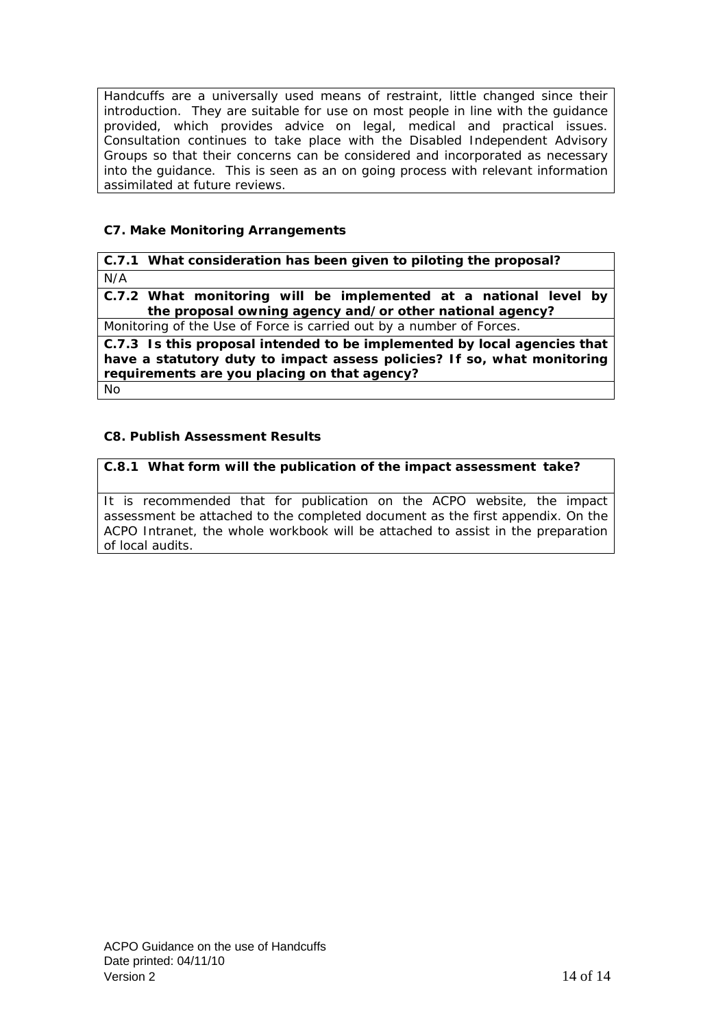| |
|---|
| Handcuffs are a universally used means of restraint, little changed since their introduction. They are suitable for use on most people in line with the guidance provided, which provides advice on legal, medical and practical issues. Consultation continues to take place with the Disabled Independent Advisory Groups so that their concerns can be considered and incorporated as necessary into the guidance. This is seen as an on going process with relevant information assimilated at future reviews. |

### C7. Make Monitoring Arrangements

| |
|---|
| **C.7.1 What consideration has been given to piloting the proposal?** |
| N/A |
| **C.7.2 What monitoring will be implemented at a national level by the proposal owning agency and/or other national agency?** |
| Monitoring of the Use of Force is carried out by a number of Forces. |
| **C.7.3 Is this proposal intended to be implemented by local agencies that have a statutory duty to impact assess policies? If so, what monitoring requirements are you placing on that agency?** |
| No |

### C8. Publish Assessment Results

| |
|---|
| **C.8.1 What form will the publication of the impact assessment take?** |
| It is recommended that for publication on the ACPO website, the impact assessment be attached to the completed document as the first appendix. On the ACPO Intranet, the whole workbook will be attached to assist in the preparation of local audits. |